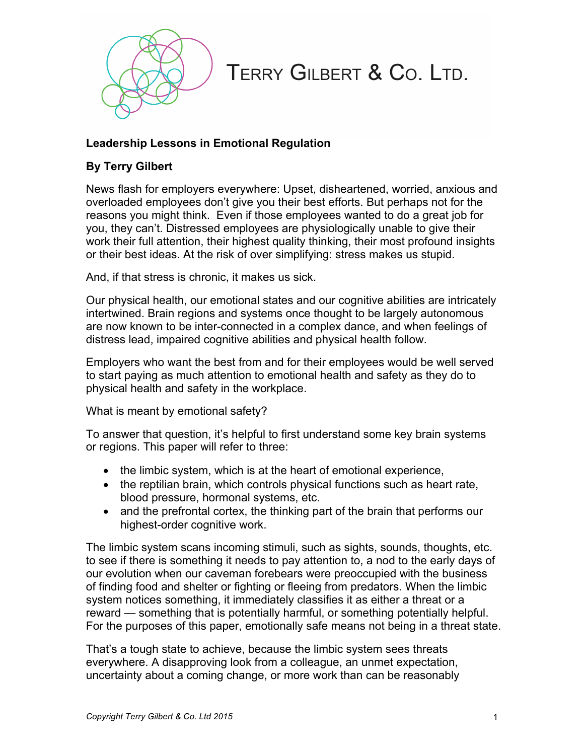TERRY GILBERT & CO. LTD.

**Leadership Lessons in Emotional Regulation**

**By Terry Gilbert**

News flash for employers everywhere: Upset, disheartened, worried, anxious and overloaded employees don't give you their best efforts. But perhaps not for the reasons you might think. Even if those employees wanted to do a great job for you, they can't. Distressed employees are physiologically unable to give their work their full attention, their highest quality thinking, their most profound insights or their best ideas. At the risk of over simplifying: stress makes us stupid.

And, if that stress is chronic, it makes us sick.

Our physical health, our emotional states and our cognitive abilities are intricately intertwined. Brain regions and systems once thought to be largely autonomous are now known to be inter-connected in a complex dance, and when feelings of distress lead, impaired cognitive abilities and physical health follow.

Employers who want the best from and for their employees would be well served to start paying as much attention to emotional health and safety as they do to physical health and safety in the workplace.

What is meant by emotional safety?

To answer that question, it's helpful to first understand some key brain systems or regions. This paper will refer to three:

- the limbic system, which is at the heart of emotional experience,
- the reptilian brain, which controls physical functions such as heart rate, blood pressure, hormonal systems, etc.
- and the prefrontal cortex, the thinking part of the brain that performs our highest-order cognitive work.

The limbic system scans incoming stimuli, such as sights, sounds, thoughts, etc. to see if there is something it needs to pay attention to, a nod to the early days of our evolution when our caveman forebears were preoccupied with the business of finding food and shelter or fighting or fleeing from predators. When the limbic system notices something, it immediately classifies it as either a threat or a reward — something that is potentially harmful, or something potentially helpful. For the purposes of this paper, emotionally safe means not being in a threat state.

That's a tough state to achieve, because the limbic system sees threats everywhere. A disapproving look from a colleague, an unmet expectation, uncertainty about a coming change, or more work than can be reasonably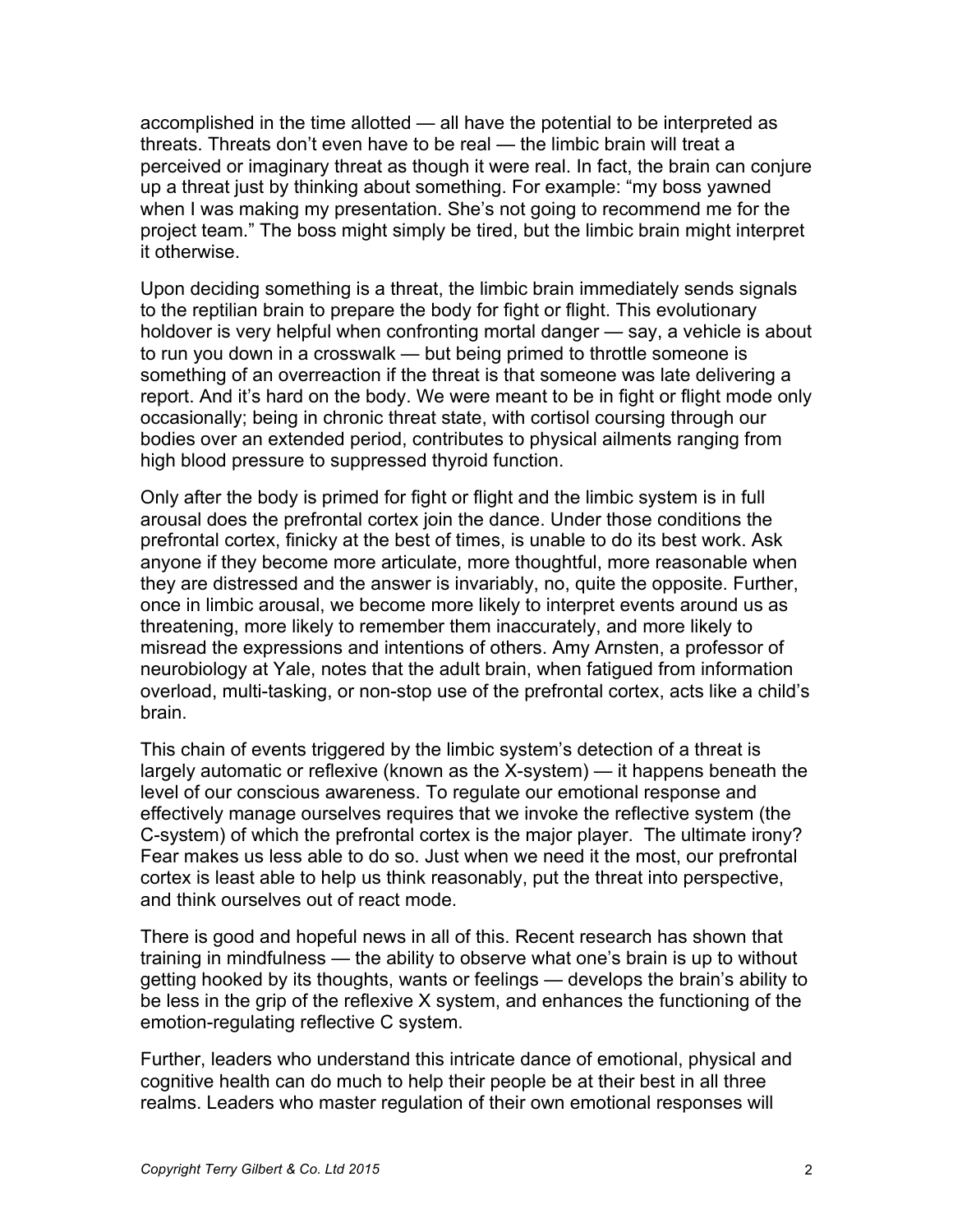accomplished in the time allotted — all have the potential to be interpreted as threats. Threats don't even have to be real — the limbic brain will treat a perceived or imaginary threat as though it were real. In fact, the brain can conjure up a threat just by thinking about something. For example: "my boss yawned when I was making my presentation. She's not going to recommend me for the project team." The boss might simply be tired, but the limbic brain might interpret it otherwise.

Upon deciding something is a threat, the limbic brain immediately sends signals to the reptilian brain to prepare the body for fight or flight. This evolutionary holdover is very helpful when confronting mortal danger — say, a vehicle is about to run you down in a crosswalk — but being primed to throttle someone is something of an overreaction if the threat is that someone was late delivering a report. And it's hard on the body. We were meant to be in fight or flight mode only occasionally; being in chronic threat state, with cortisol coursing through our bodies over an extended period, contributes to physical ailments ranging from high blood pressure to suppressed thyroid function.

Only after the body is primed for fight or flight and the limbic system is in full arousal does the prefrontal cortex join the dance. Under those conditions the prefrontal cortex, finicky at the best of times, is unable to do its best work. Ask anyone if they become more articulate, more thoughtful, more reasonable when they are distressed and the answer is invariably, no, quite the opposite. Further, once in limbic arousal, we become more likely to interpret events around us as threatening, more likely to remember them inaccurately, and more likely to misread the expressions and intentions of others. Amy Arnsten, a professor of neurobiology at Yale, notes that the adult brain, when fatigued from information overload, multi-tasking, or non-stop use of the prefrontal cortex, acts like a child's brain.

This chain of events triggered by the limbic system's detection of a threat is largely automatic or reflexive (known as the X-system) — it happens beneath the level of our conscious awareness. To regulate our emotional response and effectively manage ourselves requires that we invoke the reflective system (the C-system) of which the prefrontal cortex is the major player. The ultimate irony? Fear makes us less able to do so. Just when we need it the most, our prefrontal cortex is least able to help us think reasonably, put the threat into perspective, and think ourselves out of react mode.

There is good and hopeful news in all of this. Recent research has shown that training in mindfulness — the ability to observe what one's brain is up to without getting hooked by its thoughts, wants or feelings — develops the brain's ability to be less in the grip of the reflexive X system, and enhances the functioning of the emotion-regulating reflective C system.

Further, leaders who understand this intricate dance of emotional, physical and cognitive health can do much to help their people be at their best in all three realms. Leaders who master regulation of their own emotional responses will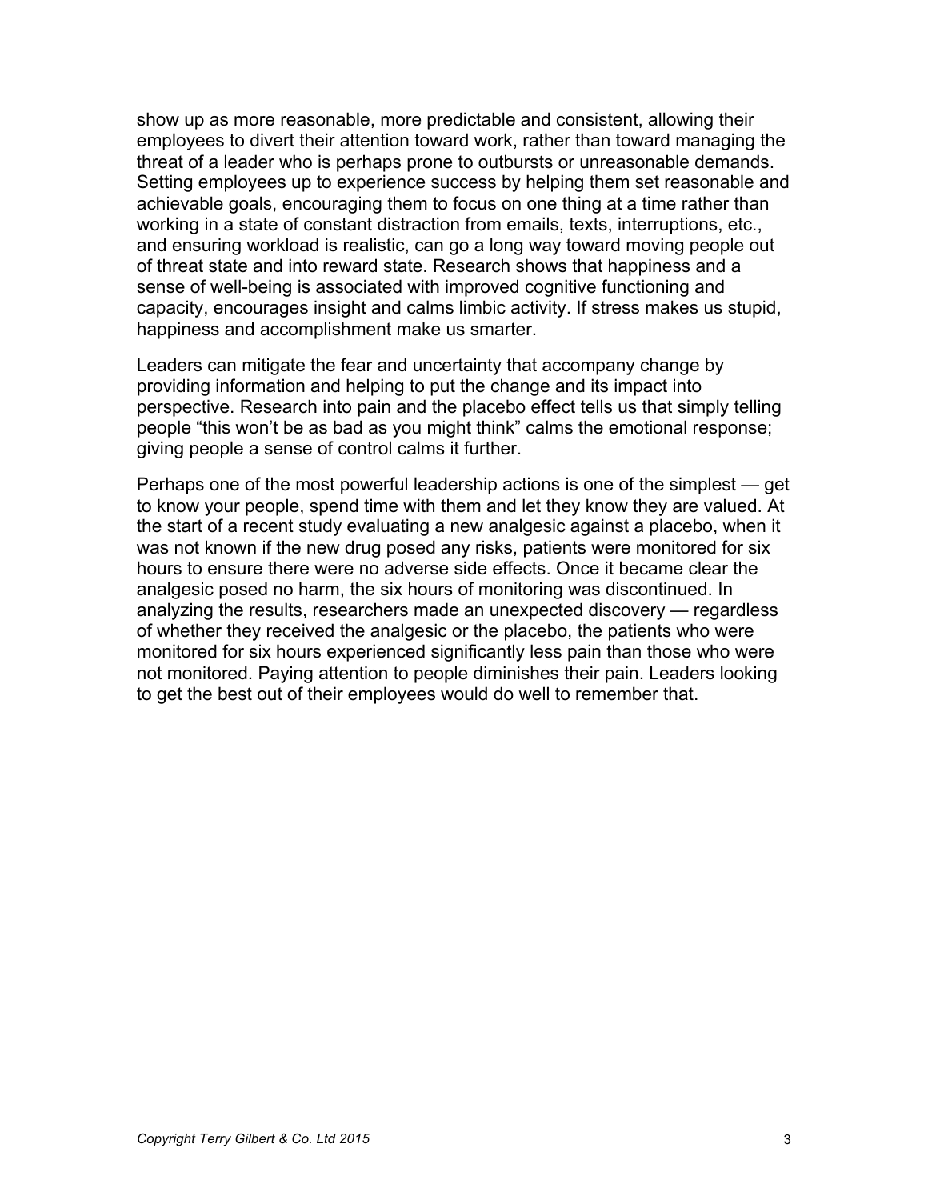show up as more reasonable, more predictable and consistent, allowing their employees to divert their attention toward work, rather than toward managing the threat of a leader who is perhaps prone to outbursts or unreasonable demands. Setting employees up to experience success by helping them set reasonable and achievable goals, encouraging them to focus on one thing at a time rather than working in a state of constant distraction from emails, texts, interruptions, etc., and ensuring workload is realistic, can go a long way toward moving people out of threat state and into reward state. Research shows that happiness and a sense of well-being is associated with improved cognitive functioning and capacity, encourages insight and calms limbic activity. If stress makes us stupid, happiness and accomplishment make us smarter.

Leaders can mitigate the fear and uncertainty that accompany change by providing information and helping to put the change and its impact into perspective. Research into pain and the placebo effect tells us that simply telling people "this won't be as bad as you might think" calms the emotional response; giving people a sense of control calms it further.

Perhaps one of the most powerful leadership actions is one of the simplest — get to know your people, spend time with them and let they know they are valued. At the start of a recent study evaluating a new analgesic against a placebo, when it was not known if the new drug posed any risks, patients were monitored for six hours to ensure there were no adverse side effects. Once it became clear the analgesic posed no harm, the six hours of monitoring was discontinued. In analyzing the results, researchers made an unexpected discovery — regardless of whether they received the analgesic or the placebo, the patients who were monitored for six hours experienced significantly less pain than those who were not monitored. Paying attention to people diminishes their pain. Leaders looking to get the best out of their employees would do well to remember that.

*Copyright Terry Gilbert & Co. Ltd 2015*